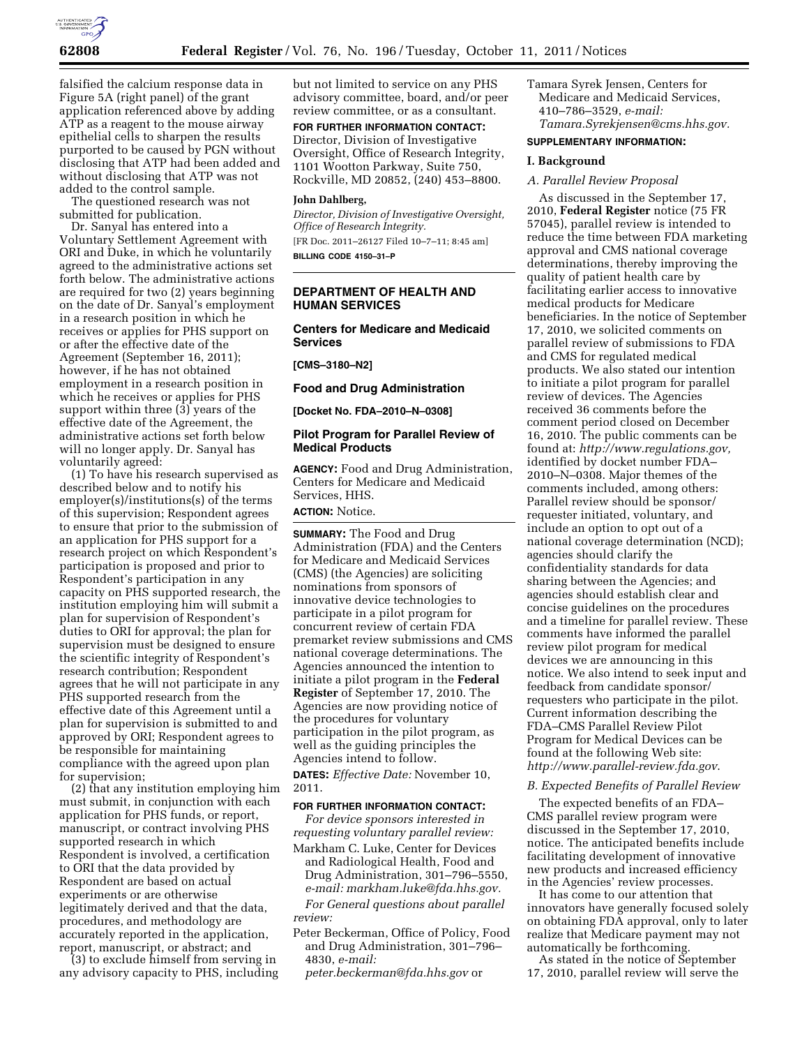falsified the calcium response data in Figure 5A (right panel) of the grant application referenced above by adding ATP as a reagent to the mouse airway epithelial cells to sharpen the results purported to be caused by PGN without disclosing that ATP had been added and without disclosing that ATP was not added to the control sample.

The questioned research was not submitted for publication.

Dr. Sanyal has entered into a Voluntary Settlement Agreement with ORI and Duke, in which he voluntarily agreed to the administrative actions set forth below. The administrative actions are required for two (2) years beginning on the date of Dr. Sanyal's employment in a research position in which he receives or applies for PHS support on or after the effective date of the Agreement (September 16, 2011); however, if he has not obtained employment in a research position in which he receives or applies for PHS support within three (3) years of the effective date of the Agreement, the administrative actions set forth below will no longer apply. Dr. Sanyal has voluntarily agreed:

(1) To have his research supervised as described below and to notify his employer(s)/institutions(s) of the terms of this supervision; Respondent agrees to ensure that prior to the submission of an application for PHS support for a research project on which Respondent's participation is proposed and prior to Respondent's participation in any capacity on PHS supported research, the institution employing him will submit a plan for supervision of Respondent's duties to ORI for approval; the plan for supervision must be designed to ensure the scientific integrity of Respondent's research contribution; Respondent agrees that he will not participate in any PHS supported research from the effective date of this Agreement until a plan for supervision is submitted to and approved by ORI; Respondent agrees to be responsible for maintaining compliance with the agreed upon plan for supervision;

(2) that any institution employing him must submit, in conjunction with each application for PHS funds, or report, manuscript, or contract involving PHS supported research in which Respondent is involved, a certification to ORI that the data provided by Respondent are based on actual experiments or are otherwise legitimately derived and that the data, procedures, and methodology are accurately reported in the application, report, manuscript, or abstract; and

(3) to exclude himself from serving in any advisory capacity to PHS, including but not limited to service on any PHS advisory committee, board, and/or peer review committee, or as a consultant.

**FOR FURTHER INFORMATION CONTACT:** Director, Division of Investigative Oversight, Office of Research Integrity, 1101 Wootton Parkway, Suite 750, Rockville, MD 20852, (240) 453–8800.

**John Dahlberg,**

*Director, Division of Investigative Oversight, Office of Research Integrity.*

[FR Doc. 2011–26127 Filed 10–7–11; 8:45 am]

**BILLING CODE 4150–31–P**

---

## DEPARTMENT OF HEALTH AND HUMAN SERVICES

### Centers for Medicare and Medicaid Services

**[CMS–3180–N2]**

### Food and Drug Administration

**[Docket No. FDA–2010–N–0308]**

### Pilot Program for Parallel Review of Medical Products

**AGENCY:** Food and Drug Administration, Centers for Medicare and Medicaid Services, HHS.

**ACTION:** Notice.

**SUMMARY:** The Food and Drug Administration (FDA) and the Centers for Medicare and Medicaid Services (CMS) (the Agencies) are soliciting nominations from sponsors of innovative device technologies to participate in a pilot program for concurrent review of certain FDA premarket review submissions and CMS national coverage determinations. The Agencies announced the intention to initiate a pilot program in the **Federal Register** of September 17, 2010. The Agencies are now providing notice of the procedures for voluntary participation in the pilot program, as well as the guiding principles the Agencies intend to follow.

**DATES:** *Effective Date:* November 10, 2011.

**FOR FURTHER INFORMATION CONTACT:**

*For device sponsors interested in requesting voluntary parallel review:*

Markham C. Luke, Center for Devices and Radiological Health, Food and Drug Administration, 301–796–5550, *e-mail: markham.luke@fda.hhs.gov.*

*For General questions about parallel review:*

Peter Beckerman, Office of Policy, Food and Drug Administration, 301–796–4830, *e-mail: peter.beckerman@fda.hhs.gov* or

Tamara Syrek Jensen, Centers for Medicare and Medicaid Services, 410–786–3529, *e-mail: Tamara.Syrekjensen@cms.hhs.gov.*

**SUPPLEMENTARY INFORMATION:**

#### I. Background

*A. Parallel Review Proposal*

As discussed in the September 17, 2010, **Federal Register** notice (75 FR 57045), parallel review is intended to reduce the time between FDA marketing approval and CMS national coverage determinations, thereby improving the quality of patient health care by facilitating earlier access to innovative medical products for Medicare beneficiaries. In the notice of September 17, 2010, we solicited comments on parallel review of submissions to FDA and CMS for regulated medical products. We also stated our intention to initiate a pilot program for parallel review of devices. The Agencies received 36 comments before the comment period closed on December 16, 2010. The public comments can be found at: *http://www.regulations.gov,* identified by docket number FDA–2010–N–0308. Major themes of the comments included, among others: Parallel review should be sponsor/requester initiated, voluntary, and include an option to opt out of a national coverage determination (NCD); agencies should clarify the confidentiality standards for data sharing between the Agencies; and agencies should establish clear and concise guidelines on the procedures and a timeline for parallel review. These comments have informed the parallel review pilot program for medical devices we are announcing in this notice. We also intend to seek input and feedback from candidate sponsor/requesters who participate in the pilot. Current information describing the FDA–CMS Parallel Review Pilot Program for Medical Devices can be found at the following Web site: *http://www.parallel-review.fda.gov.*

*B. Expected Benefits of Parallel Review*

The expected benefits of an FDA–CMS parallel review program were discussed in the September 17, 2010, notice. The anticipated benefits include facilitating development of innovative new products and increased efficiency in the Agencies' review processes.

It has come to our attention that innovators have generally focused solely on obtaining FDA approval, only to later realize that Medicare payment may not automatically be forthcoming.

As stated in the notice of September 17, 2010, parallel review will serve the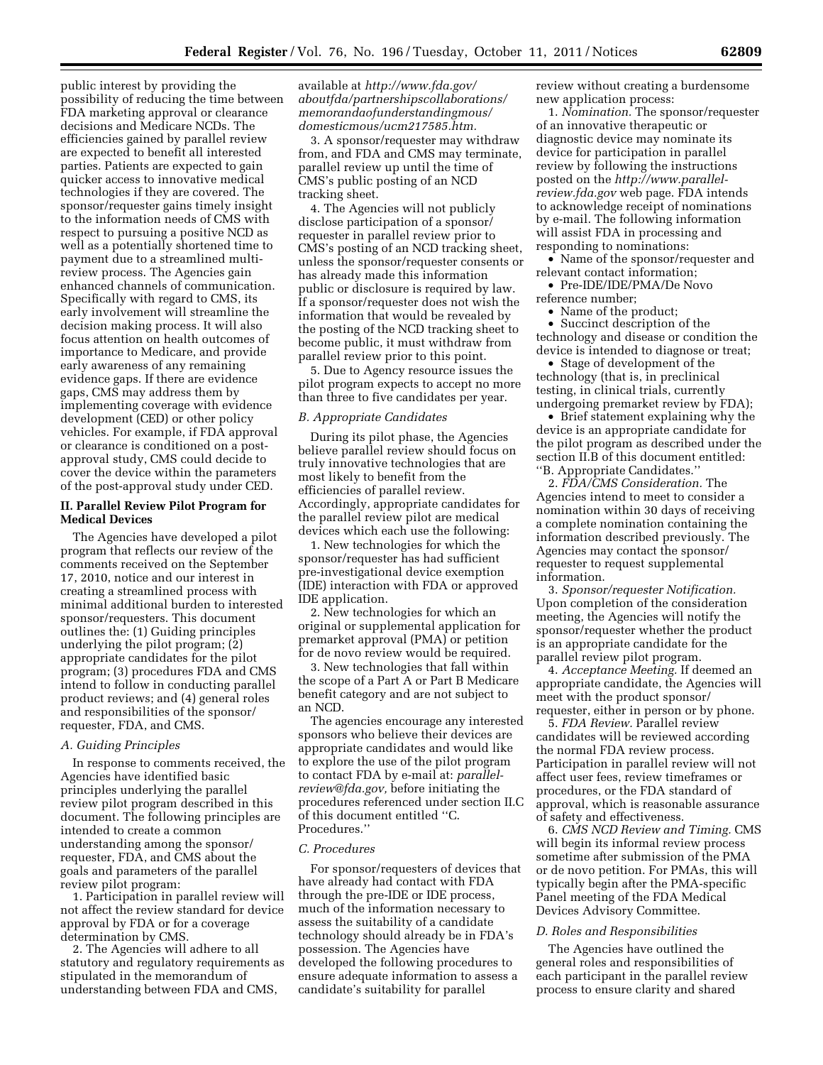public interest by providing the possibility of reducing the time between FDA marketing approval or clearance decisions and Medicare NCDs. The efficiencies gained by parallel review are expected to benefit all interested parties. Patients are expected to gain quicker access to innovative medical technologies if they are covered. The sponsor/requester gains timely insight to the information needs of CMS with respect to pursuing a positive NCD as well as a potentially shortened time to payment due to a streamlined multi-review process. The Agencies gain enhanced channels of communication. Specifically with regard to CMS, its early involvement will streamline the decision making process. It will also focus attention on health outcomes of importance to Medicare, and provide early awareness of any remaining evidence gaps. If there are evidence gaps, CMS may address them by implementing coverage with evidence development (CED) or other policy vehicles. For example, if FDA approval or clearance is conditioned on a post-approval study, CMS could decide to cover the device within the parameters of the post-approval study under CED.

## II. Parallel Review Pilot Program for Medical Devices

The Agencies have developed a pilot program that reflects our review of the comments received on the September 17, 2010, notice and our interest in creating a streamlined process with minimal additional burden to interested sponsor/requesters. This document outlines the: (1) Guiding principles underlying the pilot program; (2) appropriate candidates for the pilot program; (3) procedures FDA and CMS intend to follow in conducting parallel product reviews; and (4) general roles and responsibilities of the sponsor/requester, FDA, and CMS.

### *A. Guiding Principles*

In response to comments received, the Agencies have identified basic principles underlying the parallel review pilot program described in this document. The following principles are intended to create a common understanding among the sponsor/requester, FDA, and CMS about the goals and parameters of the parallel review pilot program:

1. Participation in parallel review will not affect the review standard for device approval by FDA or for a coverage determination by CMS.

2. The Agencies will adhere to all statutory and regulatory requirements as stipulated in the memorandum of understanding between FDA and CMS, available at *http://www.fda.gov/aboutfda/partnershipscollaborations/memorandaofunderstandingmous/domesticmous/ucm217585.htm.*

3. A sponsor/requester may withdraw from, and FDA and CMS may terminate, parallel review up until the time of CMS's public posting of an NCD tracking sheet.

4. The Agencies will not publicly disclose participation of a sponsor/requester in parallel review prior to CMS's posting of an NCD tracking sheet, unless the sponsor/requester consents or has already made this information public or disclosure is required by law. If a sponsor/requester does not wish the information that would be revealed by the posting of the NCD tracking sheet to become public, it must withdraw from parallel review prior to this point.

5. Due to Agency resource issues the pilot program expects to accept no more than three to five candidates per year.

### *B. Appropriate Candidates*

During its pilot phase, the Agencies believe parallel review should focus on truly innovative technologies that are most likely to benefit from the efficiencies of parallel review. Accordingly, appropriate candidates for the parallel review pilot are medical devices which each use the following:

1. New technologies for which the sponsor/requester has had sufficient pre-investigational device exemption (IDE) interaction with FDA or approved IDE application.

2. New technologies for which an original or supplemental application for premarket approval (PMA) or petition for de novo review would be required.

3. New technologies that fall within the scope of a Part A or Part B Medicare benefit category and are not subject to an NCD.

The agencies encourage any interested sponsors who believe their devices are appropriate candidates and would like to explore the use of the pilot program to contact FDA by e-mail at: *parallel-review@fda.gov,* before initiating the procedures referenced under section II.C of this document entitled ''C. Procedures.''

### *C. Procedures*

For sponsor/requesters of devices that have already had contact with FDA through the pre-IDE or IDE process, much of the information necessary to assess the suitability of a candidate technology should already be in FDA's possession. The Agencies have developed the following procedures to ensure adequate information to assess a candidate's suitability for parallel review without creating a burdensome new application process:

1. *Nomination.* The sponsor/requester of an innovative therapeutic or diagnostic device may nominate its device for participation in parallel review by following the instructions posted on the *http://www.parallel-review.fda.gov* web page. FDA intends to acknowledge receipt of nominations by e-mail. The following information will assist FDA in processing and responding to nominations:

- Name of the sponsor/requester and relevant contact information;
- Pre-IDE/IDE/PMA/De Novo reference number;
- Name of the product;
- Succinct description of the technology and disease or condition the device is intended to diagnose or treat;
- Stage of development of the technology (that is, in preclinical testing, in clinical trials, currently undergoing premarket review by FDA);
- Brief statement explaining why the device is an appropriate candidate for the pilot program as described under the section II.B of this document entitled: ''B. Appropriate Candidates.''

2. *FDA/CMS Consideration.* The Agencies intend to meet to consider a nomination within 30 days of receiving a complete nomination containing the information described previously. The Agencies may contact the sponsor/requester to request supplemental information.

3. *Sponsor/requester Notification.* Upon completion of the consideration meeting, the Agencies will notify the sponsor/requester whether the product is an appropriate candidate for the parallel review pilot program.

4. *Acceptance Meeting.* If deemed an appropriate candidate, the Agencies will meet with the product sponsor/requester, either in person or by phone.

5. *FDA Review.* Parallel review candidates will be reviewed according the normal FDA review process. Participation in parallel review will not affect user fees, review timeframes or procedures, or the FDA standard of approval, which is reasonable assurance of safety and effectiveness.

6. *CMS NCD Review and Timing.* CMS will begin its informal review process sometime after submission of the PMA or de novo petition. For PMAs, this will typically begin after the PMA-specific Panel meeting of the FDA Medical Devices Advisory Committee.

### *D. Roles and Responsibilities*

The Agencies have outlined the general roles and responsibilities of each participant in the parallel review process to ensure clarity and shared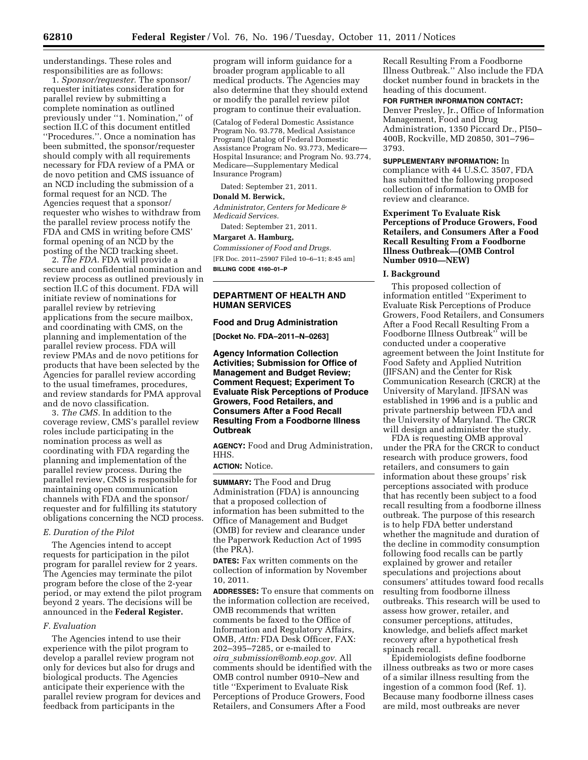understandings. These roles and responsibilities are as follows:

1. *Sponsor/requester.* The sponsor/requester initiates consideration for parallel review by submitting a complete nomination as outlined previously under ''1. Nomination,'' of section II.C of this document entitled ''Procedures.''. Once a nomination has been submitted, the sponsor/requester should comply with all requirements necessary for FDA review of a PMA or de novo petition and CMS issuance of an NCD including the submission of a formal request for an NCD. The Agencies request that a sponsor/requester who wishes to withdraw from the parallel review process notify the FDA and CMS in writing before CMS' formal opening of an NCD by the posting of the NCD tracking sheet.

2. *The FDA.* FDA will provide a secure and confidential nomination and review process as outlined previously in section II.C of this document. FDA will initiate review of nominations for parallel review by retrieving applications from the secure mailbox, and coordinating with CMS, on the planning and implementation of the parallel review process. FDA will review PMAs and de novo petitions for products that have been selected by the Agencies for parallel review according to the usual timeframes, procedures, and review standards for PMA approval and de novo classification.

3. *The CMS.* In addition to the coverage review, CMS's parallel review roles include participating in the nomination process as well as coordinating with FDA regarding the planning and implementation of the parallel review process. During the parallel review, CMS is responsible for maintaining open communication channels with FDA and the sponsor/requester and for fulfilling its statutory obligations concerning the NCD process.

### *E. Duration of the Pilot*

The Agencies intend to accept requests for participation in the pilot program for parallel review for 2 years. The Agencies may terminate the pilot program before the close of the 2-year period, or may extend the pilot program beyond 2 years. The decisions will be announced in the **Federal Register.**

### *F. Evaluation*

The Agencies intend to use their experience with the pilot program to develop a parallel review program not only for devices but also for drugs and biological products. The Agencies anticipate their experience with the parallel review program for devices and feedback from participants in the program will inform guidance for a broader program applicable to all medical products. The Agencies may also determine that they should extend or modify the parallel review pilot program to continue their evaluation.

(Catalog of Federal Domestic Assistance Program No. 93.778, Medical Assistance Program) (Catalog of Federal Domestic Assistance Program No. 93.773, Medicare—Hospital Insurance; and Program No. 93.774, Medicare—Supplementary Medical Insurance Program)

Dated: September 21, 2011.

**Donald M. Berwick,**

*Administrator, Centers for Medicare & Medicaid Services.*

Dated: September 21, 2011.

**Margaret A. Hamburg,**

*Commissioner of Food and Drugs.*

[FR Doc. 2011–25907 Filed 10–6–11; 8:45 am]

**BILLING CODE 4160–01–P**

---

## DEPARTMENT OF HEALTH AND HUMAN SERVICES

### Food and Drug Administration

**[Docket No. FDA–2011–N–0263]**

### Agency Information Collection Activities; Submission for Office of Management and Budget Review; Comment Request; Experiment To Evaluate Risk Perceptions of Produce Growers, Food Retailers, and Consumers After a Food Recall Resulting From a Foodborne Illness Outbreak

**AGENCY:** Food and Drug Administration, HHS.

**ACTION:** Notice.

**SUMMARY:** The Food and Drug Administration (FDA) is announcing that a proposed collection of information has been submitted to the Office of Management and Budget (OMB) for review and clearance under the Paperwork Reduction Act of 1995 (the PRA).

**DATES:** Fax written comments on the collection of information by November 10, 2011.

**ADDRESSES:** To ensure that comments on the information collection are received, OMB recommends that written comments be faxed to the Office of Information and Regulatory Affairs, OMB, *Attn:* FDA Desk Officer, FAX: 202–395–7285, or e-mailed to *oira_submission@omb.eop.gov.* All comments should be identified with the OMB control number 0910–New and title ''Experiment to Evaluate Risk Perceptions of Produce Growers, Food Retailers, and Consumers After a Food Recall Resulting From a Foodborne Illness Outbreak.'' Also include the FDA docket number found in brackets in the heading of this document.

**FOR FURTHER INFORMATION CONTACT:** Denver Presley, Jr., Office of Information Management, Food and Drug Administration, 1350 Piccard Dr., PI50–400B, Rockville, MD 20850, 301–796–3793.

**SUPPLEMENTARY INFORMATION:** In compliance with 44 U.S.C. 3507, FDA has submitted the following proposed collection of information to OMB for review and clearance.

### Experiment To Evaluate Risk Perceptions of Produce Growers, Food Retailers, and Consumers After a Food Recall Resulting From a Foodborne Illness Outbreak—(OMB Control Number 0910—NEW)

### I. Background

This proposed collection of information entitled ''Experiment to Evaluate Risk Perceptions of Produce Growers, Food Retailers, and Consumers After a Food Recall Resulting From a Foodborne Illness Outbreak'' will be conducted under a cooperative agreement between the Joint Institute for Food Safety and Applied Nutrition (JIFSAN) and the Center for Risk Communication Research (CRCR) at the University of Maryland. JIFSAN was established in 1996 and is a public and private partnership between FDA and the University of Maryland. The CRCR will design and administer the study.

FDA is requesting OMB approval under the PRA for the CRCR to conduct research with produce growers, food retailers, and consumers to gain information about these groups' risk perceptions associated with produce that has recently been subject to a food recall resulting from a foodborne illness outbreak. The purpose of this research is to help FDA better understand whether the magnitude and duration of the decline in commodity consumption following food recalls can be partly explained by grower and retailer speculations and projections about consumers' attitudes toward food recalls resulting from foodborne illness outbreaks. This research will be used to assess how grower, retailer, and consumer perceptions, attitudes, knowledge, and beliefs affect market recovery after a hypothetical fresh spinach recall.

Epidemiologists define foodborne illness outbreaks as two or more cases of a similar illness resulting from the ingestion of a common food (Ref. 1). Because many foodborne illness cases are mild, most outbreaks are never